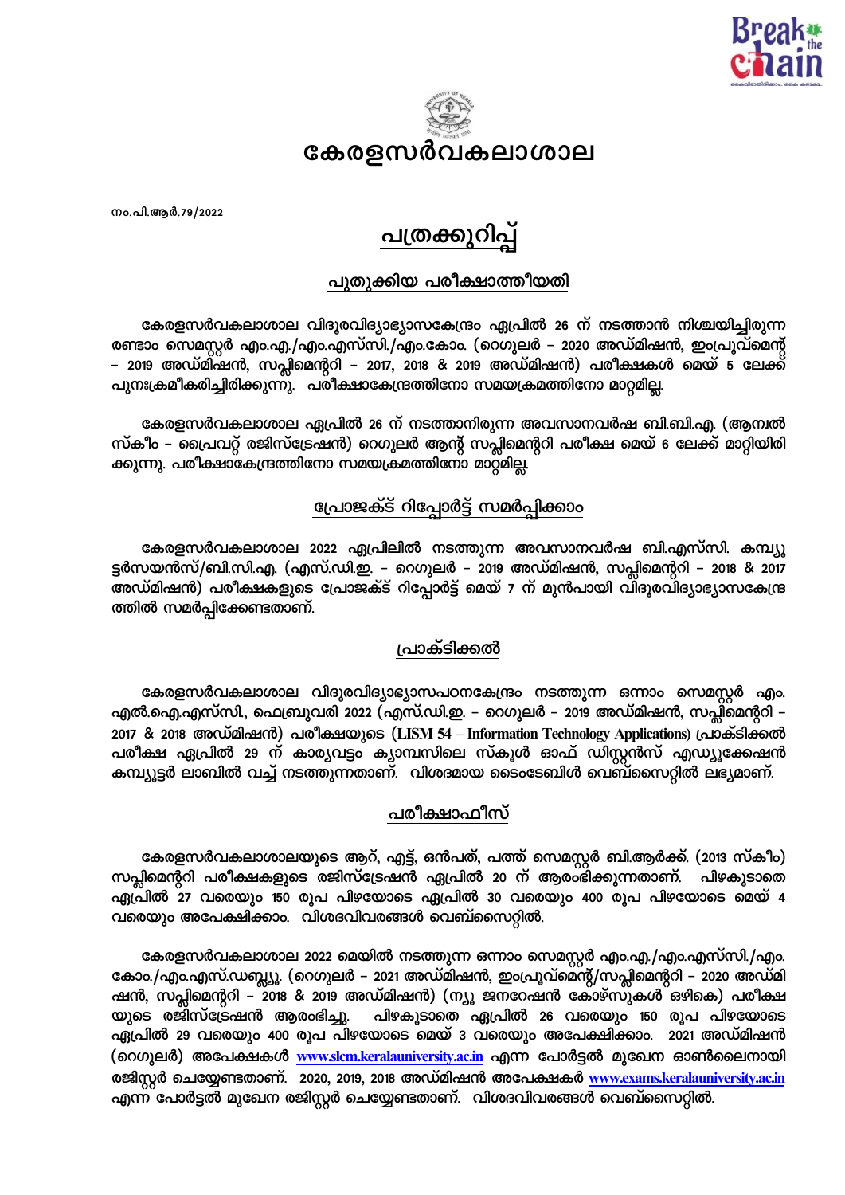# കേരളസർവകലാശാല

നം.പി.ആർ.79/2022

## പത്രക്കുറിപ്പ്

### പുതുക്കിയ പരീക്ഷാത്തീയതി

കേരളസർവകലാശാല വിദൂരവിദ്യാഭ്യാസകേന്ദ്രം ഏപ്രിൽ 26 ന് നടത്താൻ നിശ്ചയിച്ചിരുന്ന രണ്ടാം സെമസ്റ്റർ എം.എ./എം.എസ്സി./എം.കോം. (റെഗുലർ – 2020 അഡ്മിഷൻ, ഇംപ്രൂവ്മെന്റ് – 2019 അഡ്മിഷൻ, സപ്ലിമെന്ററി – 2017, 2018 & 2019 അഡ്മിഷൻ) പരീക്ഷകൾ മെയ് 5 ലേക്ക് പുനഃക്രമീകരിച്ചിരിക്കുന്നു. പരീക്ഷാകേന്ദ്രത്തിനോ സമയക്രമത്തിനോ മാറ്റമില്ല.

കേരളസർവകലാശാല ഏപ്രിൽ 26 ന് നടത്താനിരുന്ന അവസാനവർഷ ബി.ബി.എ. (ആന്വൽ സ്കീം – പ്രൈവറ്റ് രജിസ്ട്രേഷൻ) റെഗുലർ ആന്റ് സപ്ലിമെന്ററി പരീക്ഷ മെയ് 6 ലേക്ക് മാറ്റിയിരിക്കുന്നു. പരീക്ഷാകേന്ദ്രത്തിനോ സമയക്രമത്തിനോ മാറ്റമില്ല.

### പ്രോജക്ട് റിപ്പോർട്ട് സമർപ്പിക്കാം

കേരളസർവകലാശാല 2022 ഏപ്രിലിൽ നടത്തുന്ന അവസാനവർഷ ബി.എസ്സി. കമ്പ്യൂട്ടർസയൻസ്/ബി.സി.എ. (എസ്.ഡി.ഇ. – റെഗുലർ – 2019 അഡ്മിഷൻ, സപ്ലിമെന്ററി – 2018 & 2017 അഡ്മിഷൻ) പരീക്ഷകളുടെ പ്രോജക്ട് റിപ്പോർട്ട് മെയ് 7 ന് മുൻപായി വിദൂരവിദ്യാഭ്യാസകേന്ദ്രത്തിൽ സമർപ്പിക്കേണ്ടതാണ്.

### പ്രാക്ടിക്കൽ

കേരളസർവകലാശാല വിദൂരവിദ്യാഭ്യാസപഠനകേന്ദ്രം നടത്തുന്ന ഒന്നാം സെമസ്റ്റർ എം.എൽ.ഐ.എസ്സി., ഫെബ്രുവരി 2022 (എസ്.ഡി.ഇ. – റെഗുലർ – 2019 അഡ്മിഷൻ, സപ്ലിമെന്ററി – 2017 & 2018 അഡ്മിഷൻ) പരീക്ഷയുടെ (**LISM 54 – Information Technology Applications**) പ്രാക്ടിക്കൽ പരീക്ഷ ഏപ്രിൽ 29 ന് കാര്യവട്ടം ക്യാമ്പസിലെ സ്കൂൾ ഓഫ് ഡിസ്റ്റൻസ് എഡ്യൂക്കേഷൻ കമ്പ്യൂട്ടർ ലാബിൽ വച്ച് നടത്തുന്നതാണ്. വിശദമായ ടൈംടേബിൾ വെബ്സൈറ്റിൽ ലഭ്യമാണ്.

### പരീക്ഷാഫീസ്

കേരളസർവകലാശാലയുടെ ആറ്, എട്ട്, ഒൻപത്, പത്ത് സെമസ്റ്റർ ബി.ആർക്ക്. (2013 സ്കീം) സപ്ലിമെന്ററി പരീക്ഷകളുടെ രജിസ്ട്രേഷൻ ഏപ്രിൽ 20 ന് ആരംഭിക്കുന്നതാണ്. പിഴകൂടാതെ ഏപ്രിൽ 27 വരെയും 150 രൂപ പിഴയോടെ ഏപ്രിൽ 30 വരെയും 400 രൂപ പിഴയോടെ മെയ് 4 വരെയും അപേക്ഷിക്കാം. വിശദവിവരങ്ങൾ വെബ്സൈറ്റിൽ.

കേരളസർവകലാശാല 2022 മെയിൽ നടത്തുന്ന ഒന്നാം സെമസ്റ്റർ എം.എ./എം.എസ്സി./എം.കോം./എം.എസ്.ഡബ്ല്യൂ. (റെഗുലർ – 2021 അഡ്മിഷൻ, ഇംപ്രൂവ്മെന്റ്/സപ്ലിമെന്ററി – 2020 അഡ്മിഷൻ, സപ്ലിമെന്ററി – 2018 & 2019 അഡ്മിഷൻ) (ന്യൂ ജനറേഷൻ കോഴ്സുകൾ ഒഴികെ) പരീക്ഷയുടെ രജിസ്ട്രേഷൻ ആരംഭിച്ചു. പിഴകൂടാതെ ഏപ്രിൽ 26 വരെയും 150 രൂപ പിഴയോടെ ഏപ്രിൽ 29 വരെയും 400 രൂപ പിഴയോടെ മെയ് 3 വരെയും അപേക്ഷിക്കാം. 2021 അഡ്മിഷൻ (റെഗുലർ) അപേക്ഷകൾ www.slcm.keralauniversity.ac.in എന്ന പോർട്ടൽ മുഖേന ഓൺലൈനായി രജിസ്റ്റർ ചെയ്യേണ്ടതാണ്. 2020, 2019, 2018 അഡ്മിഷൻ അപേക്ഷകർ www.exams.keralauniversity.ac.in എന്ന പോർട്ടൽ മുഖേന രജിസ്റ്റർ ചെയ്യേണ്ടതാണ്. വിശദവിവരങ്ങൾ വെബ്സൈറ്റിൽ.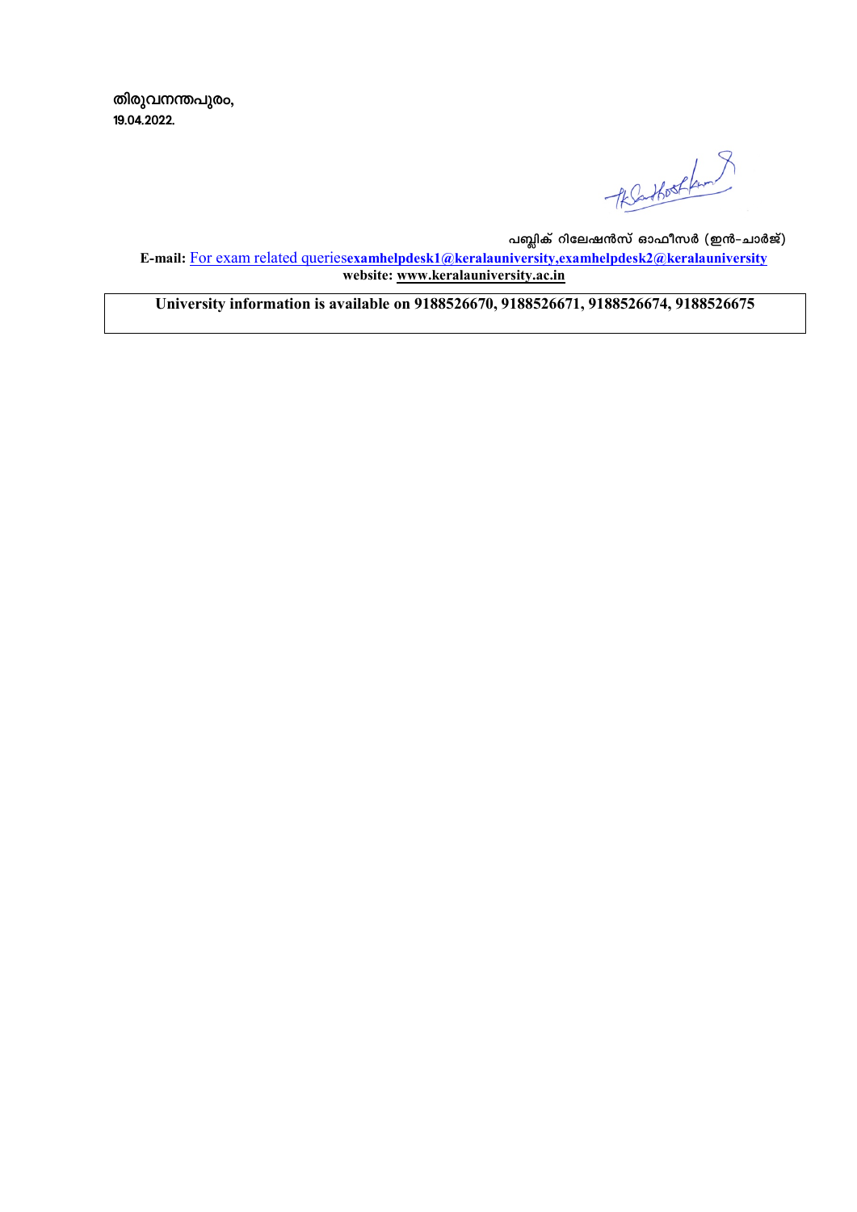തിരുവനന്തപുരം,
19.04.2022.

പബ്ലിക് റിലേഷൻസ് ഓഫീസർ (ഇൻ-ചാർജ്)

**E-mail:** For exam related queries**examhelpdesk1@keralauniversity,examhelpdesk2@keralauniversity**
**website: www.keralauniversity.ac.in**

**University information is available on 9188526670, 9188526671, 9188526674, 9188526675**